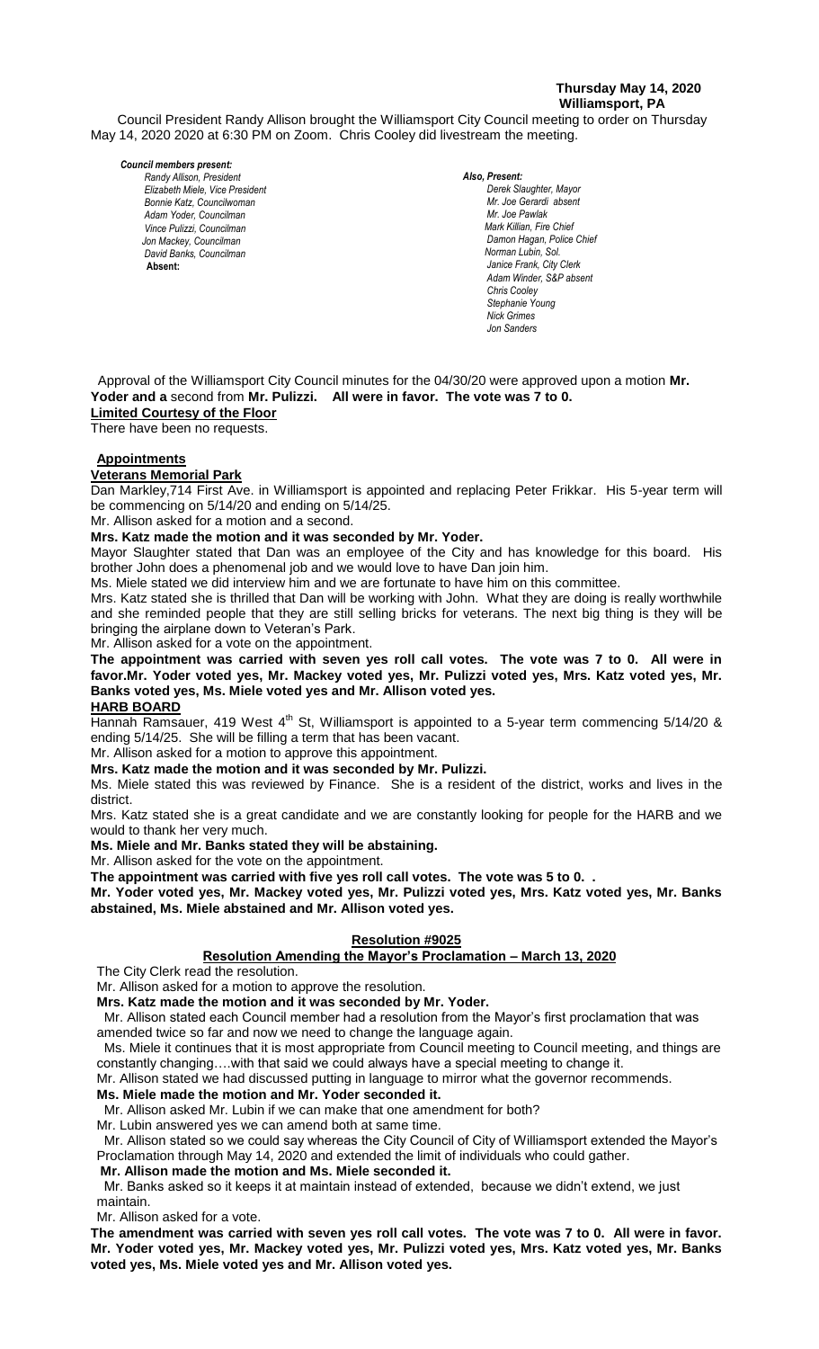**Thursday May 14, 2020**
**Williamsport, PA**

Council President Randy Allison brought the Williamsport City Council meeting to order on Thursday May 14, 2020 2020 at 6:30 PM on Zoom. Chris Cooley did livestream the meeting.

***Council members present:***
*Randy Allison, President*
*Elizabeth Miele, Vice President*
*Bonnie Katz, Councilwoman*
*Adam Yoder, Councilman*
*Vince Pulizzi, Councilman*
*Jon Mackey, Councilman*
*David Banks, Councilman*
***Absent:***

***Also, Present:***
*Derek Slaughter, Mayor*
*Mr. Joe Gerardi absent*
*Mr. Joe Pawlak*
*Mark Killian, Fire Chief*
*Damon Hagan, Police Chief*
*Norman Lubin, Sol.*
*Janice Frank, City Clerk*
*Adam Winder, S&P absent*
*Chris Cooley*
*Stephanie Young*
*Nick Grimes*
*Jon Sanders*

Approval of the Williamsport City Council minutes for the 04/30/20 were approved upon a motion **Mr. Yoder and a** second from **Mr. Pulizzi. All were in favor. The vote was 7 to 0.**

**Limited Courtesy of the Floor**

There have been no requests.

**Appointments**

**Veterans Memorial Park**

Dan Markley,714 First Ave. in Williamsport is appointed and replacing Peter Frikkar. His 5-year term will be commencing on 5/14/20 and ending on 5/14/25.

Mr. Allison asked for a motion and a second.

**Mrs. Katz made the motion and it was seconded by Mr. Yoder.**

Mayor Slaughter stated that Dan was an employee of the City and has knowledge for this board. His brother John does a phenomenal job and we would love to have Dan join him.

Ms. Miele stated we did interview him and we are fortunate to have him on this committee.

Mrs. Katz stated she is thrilled that Dan will be working with John. What they are doing is really worthwhile and she reminded people that they are still selling bricks for veterans. The next big thing is they will be bringing the airplane down to Veteran's Park.

Mr. Allison asked for a vote on the appointment.

**The appointment was carried with seven yes roll call votes. The vote was 7 to 0. All were in favor.Mr. Yoder voted yes, Mr. Mackey voted yes, Mr. Pulizzi voted yes, Mrs. Katz voted yes, Mr. Banks voted yes, Ms. Miele voted yes and Mr. Allison voted yes.**

**HARB BOARD**

Hannah Ramsauer, 419 West 4th St, Williamsport is appointed to a 5-year term commencing 5/14/20 & ending 5/14/25. She will be filling a term that has been vacant.

Mr. Allison asked for a motion to approve this appointment.

**Mrs. Katz made the motion and it was seconded by Mr. Pulizzi.**

Ms. Miele stated this was reviewed by Finance. She is a resident of the district, works and lives in the district.

Mrs. Katz stated she is a great candidate and we are constantly looking for people for the HARB and we would to thank her very much.

**Ms. Miele and Mr. Banks stated they will be abstaining.**

Mr. Allison asked for the vote on the appointment.

**The appointment was carried with five yes roll call votes. The vote was 5 to 0. .**

**Mr. Yoder voted yes, Mr. Mackey voted yes, Mr. Pulizzi voted yes, Mrs. Katz voted yes, Mr. Banks abstained, Ms. Miele abstained and Mr. Allison voted yes.**

**Resolution #9025**

**Resolution Amending the Mayor's Proclamation – March 13, 2020**

The City Clerk read the resolution.

Mr. Allison asked for a motion to approve the resolution.

**Mrs. Katz made the motion and it was seconded by Mr. Yoder.**

Mr. Allison stated each Council member had a resolution from the Mayor's first proclamation that was amended twice so far and now we need to change the language again.

Ms. Miele it continues that it is most appropriate from Council meeting to Council meeting, and things are constantly changing….with that said we could always have a special meeting to change it.

Mr. Allison stated we had discussed putting in language to mirror what the governor recommends.

**Ms. Miele made the motion and Mr. Yoder seconded it.**

Mr. Allison asked Mr. Lubin if we can make that one amendment for both?

Mr. Lubin answered yes we can amend both at same time.

Mr. Allison stated so we could say whereas the City Council of City of Williamsport extended the Mayor's Proclamation through May 14, 2020 and extended the limit of individuals who could gather.

**Mr. Allison made the motion and Ms. Miele seconded it.**

Mr. Banks asked so it keeps it at maintain instead of extended, because we didn't extend, we just maintain.

Mr. Allison asked for a vote.

**The amendment was carried with seven yes roll call votes. The vote was 7 to 0. All were in favor. Mr. Yoder voted yes, Mr. Mackey voted yes, Mr. Pulizzi voted yes, Mrs. Katz voted yes, Mr. Banks voted yes, Ms. Miele voted yes and Mr. Allison voted yes.**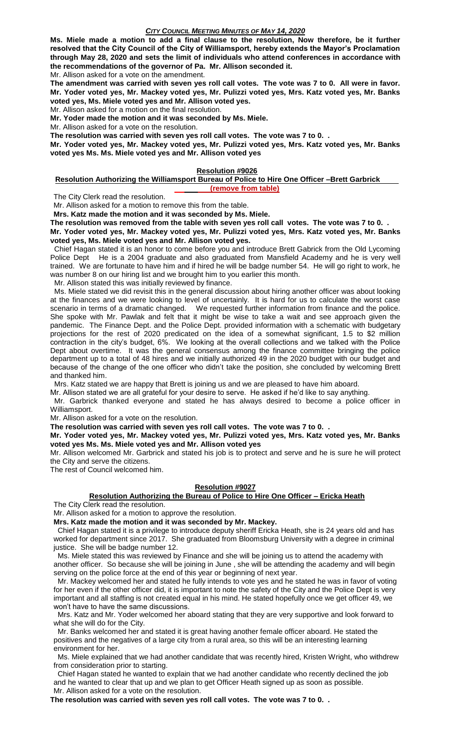**Ms. Miele made a motion to add a final clause to the resolution, Now therefore, be it further resolved that the City Council of the City of Williamsport, hereby extends the Mayor's Proclamation through May 28, 2020 and sets the limit of individuals who attend conferences in accordance with the recommendations of the governor of Pa. Mr. Allison seconded it.**

Mr. Allison asked for a vote on the amendment.

**The amendment was carried with seven yes roll call votes. The vote was 7 to 0. All were in favor. Mr. Yoder voted yes, Mr. Mackey voted yes, Mr. Pulizzi voted yes, Mrs. Katz voted yes, Mr. Banks voted yes, Ms. Miele voted yes and Mr. Allison voted yes.**

Mr. Allison asked for a motion on the final resolution.

**Mr. Yoder made the motion and it was seconded by Ms. Miele.**

Mr. Allison asked for a vote on the resolution.

**The resolution was carried with seven yes roll call votes. The vote was 7 to 0. .**

**Mr. Yoder voted yes, Mr. Mackey voted yes, Mr. Pulizzi voted yes, Mrs. Katz voted yes, Mr. Banks voted yes Ms. Ms. Miele voted yes and Mr. Allison voted yes**

## Resolution #9026

### Resolution Authorizing the Williamsport Bureau of Police to Hire One Officer –Brett Garbrick (remove from table)

The City Clerk read the resolution.

Mr. Allison asked for a motion to remove this from the table.

**Mrs. Katz made the motion and it was seconded by Ms. Miele.**

**The resolution was removed from the table with seven yes roll call votes. The vote was 7 to 0. .**

**Mr. Yoder voted yes, Mr. Mackey voted yes, Mr. Pulizzi voted yes, Mrs. Katz voted yes, Mr. Banks voted yes, Ms. Miele voted yes and Mr. Allison voted yes.**

Chief Hagan stated it is an honor to come before you and introduce Brett Gabrick from the Old Lycoming Police Dept He is a 2004 graduate and also graduated from Mansfield Academy and he is very well trained. We are fortunate to have him and if hired he will be badge number 54. He will go right to work, he was number 8 on our hiring list and we brought him to you earlier this month.

Mr. Allison stated this was initially reviewed by finance.

Ms. Miele stated we did revisit this in the general discussion about hiring another officer was about looking at the finances and we were looking to level of uncertainly. It is hard for us to calculate the worst case scenario in terms of a dramatic changed. We requested further information from finance and the police. She spoke with Mr. Pawlak and felt that it might be wise to take a wait and see approach given the pandemic. The Finance Dept. and the Police Dept. provided information with a schematic with budgetary projections for the rest of 2020 predicated on the idea of a somewhat significant, 1.5 to $2 million contraction in the city's budget, 6%. We looking at the overall collections and we talked with the Police Dept about overtime. It was the general consensus among the finance committee bringing the police department up to a total of 48 hires and we initially authorized 49 in the 2020 budget with our budget and because of the change of the one officer who didn't take the position, she concluded by welcoming Brett and thanked him.

Mrs. Katz stated we are happy that Brett is joining us and we are pleased to have him aboard.

Mr. Allison stated we are all grateful for your desire to serve. He asked if he'd like to say anything.

Mr. Garbrick thanked everyone and stated he has always desired to become a police officer in Williamsport.

Mr. Allison asked for a vote on the resolution.

**The resolution was carried with seven yes roll call votes. The vote was 7 to 0. .**

**Mr. Yoder voted yes, Mr. Mackey voted yes, Mr. Pulizzi voted yes, Mrs. Katz voted yes, Mr. Banks voted yes Ms. Ms. Miele voted yes and Mr. Allison voted yes**

Mr. Allison welcomed Mr. Garbrick and stated his job is to protect and serve and he is sure he will protect the City and serve the citizens.

The rest of Council welcomed him.

## Resolution #9027

### Resolution Authorizing the Bureau of Police to Hire One Officer – Ericka Heath

The City Clerk read the resolution.

Mr. Allison asked for a motion to approve the resolution.

**Mrs. Katz made the motion and it was seconded by Mr. Mackey.**

Chief Hagan stated it is a privilege to introduce deputy sheriff Ericka Heath, she is 24 years old and has worked for department since 2017. She graduated from Bloomsburg University with a degree in criminal justice. She will be badge number 12.

Ms. Miele stated this was reviewed by Finance and she will be joining us to attend the academy with another officer. So because she will be joining in June , she will be attending the academy and will begin serving on the police force at the end of this year or beginning of next year.

Mr. Mackey welcomed her and stated he fully intends to vote yes and he stated he was in favor of voting for her even if the other officer did, it is important to note the safety of the City and the Police Dept is very important and all staffing is not created equal in his mind. He stated hopefully once we get officer 49, we won't have to have the same discussions.

Mrs. Katz and Mr. Yoder welcomed her aboard stating that they are very supportive and look forward to what she will do for the City.

Mr. Banks welcomed her and stated it is great having another female officer aboard. He stated the positives and the negatives of a large city from a rural area, so this will be an interesting learning environment for her.

Ms. Miele explained that we had another candidate that was recently hired, Kristen Wright, who withdrew from consideration prior to starting.

Chief Hagan stated he wanted to explain that we had another candidate who recently declined the job and he wanted to clear that up and we plan to get Officer Heath signed up as soon as possible.

Mr. Allison asked for a vote on the resolution.

**The resolution was carried with seven yes roll call votes. The vote was 7 to 0. .**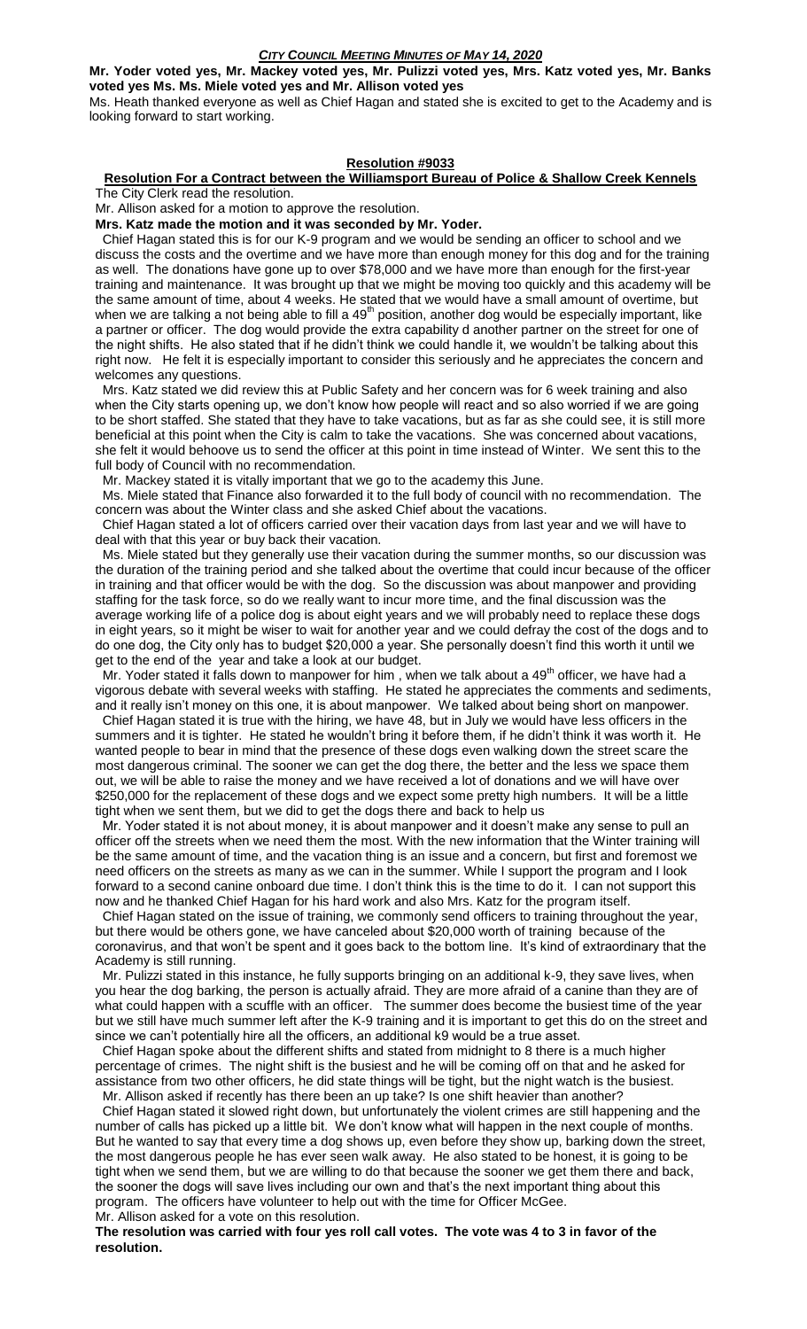**Mr. Yoder voted yes, Mr. Mackey voted yes, Mr. Pulizzi voted yes, Mrs. Katz voted yes, Mr. Banks voted yes Ms. Ms. Miele voted yes and Mr. Allison voted yes**

Ms. Heath thanked everyone as well as Chief Hagan and stated she is excited to get to the Academy and is looking forward to start working.

**Resolution #9033**

**Resolution For a Contract between the Williamsport Bureau of Police & Shallow Creek Kennels**

The City Clerk read the resolution.

Mr. Allison asked for a motion to approve the resolution.

**Mrs. Katz made the motion and it was seconded by Mr. Yoder.**

Chief Hagan stated this is for our K-9 program and we would be sending an officer to school and we discuss the costs and the overtime and we have more than enough money for this dog and for the training as well. The donations have gone up to over $78,000 and we have more than enough for the first-year training and maintenance. It was brought up that we might be moving too quickly and this academy will be the same amount of time, about 4 weeks. He stated that we would have a small amount of overtime, but when we are talking a not being able to fill a 49th position, another dog would be especially important, like a partner or officer. The dog would provide the extra capability d another partner on the street for one of the night shifts. He also stated that if he didn't think we could handle it, we wouldn't be talking about this right now. He felt it is especially important to consider this seriously and he appreciates the concern and welcomes any questions.

Mrs. Katz stated we did review this at Public Safety and her concern was for 6 week training and also when the City starts opening up, we don't know how people will react and so also worried if we are going to be short staffed. She stated that they have to take vacations, but as far as she could see, it is still more beneficial at this point when the City is calm to take the vacations. She was concerned about vacations, she felt it would behoove us to send the officer at this point in time instead of Winter. We sent this to the full body of Council with no recommendation.

Mr. Mackey stated it is vitally important that we go to the academy this June.

Ms. Miele stated that Finance also forwarded it to the full body of council with no recommendation. The concern was about the Winter class and she asked Chief about the vacations.

Chief Hagan stated a lot of officers carried over their vacation days from last year and we will have to deal with that this year or buy back their vacation.

Ms. Miele stated but they generally use their vacation during the summer months, so our discussion was the duration of the training period and she talked about the overtime that could incur because of the officer in training and that officer would be with the dog. So the discussion was about manpower and providing staffing for the task force, so do we really want to incur more time, and the final discussion was the average working life of a police dog is about eight years and we will probably need to replace these dogs in eight years, so it might be wiser to wait for another year and we could defray the cost of the dogs and to do one dog, the City only has to budget $20,000 a year. She personally doesn't find this worth it until we get to the end of the year and take a look at our budget.

Mr. Yoder stated it falls down to manpower for him , when we talk about a 49th officer, we have had a vigorous debate with several weeks with staffing. He stated he appreciates the comments and sediments, and it really isn't money on this one, it is about manpower. We talked about being short on manpower.

Chief Hagan stated it is true with the hiring, we have 48, but in July we would have less officers in the summers and it is tighter. He stated he wouldn't bring it before them, if he didn't think it was worth it. He wanted people to bear in mind that the presence of these dogs even walking down the street scare the most dangerous criminal. The sooner we can get the dog there, the better and the less we space them out, we will be able to raise the money and we have received a lot of donations and we will have over $250,000 for the replacement of these dogs and we expect some pretty high numbers. It will be a little tight when we sent them, but we did to get the dogs there and back to help us

Mr. Yoder stated it is not about money, it is about manpower and it doesn't make any sense to pull an officer off the streets when we need them the most. With the new information that the Winter training will be the same amount of time, and the vacation thing is an issue and a concern, but first and foremost we need officers on the streets as many as we can in the summer. While I support the program and I look forward to a second canine onboard due time. I don't think this is the time to do it. I can not support this now and he thanked Chief Hagan for his hard work and also Mrs. Katz for the program itself.

Chief Hagan stated on the issue of training, we commonly send officers to training throughout the year, but there would be others gone, we have canceled about $20,000 worth of training because of the coronavirus, and that won't be spent and it goes back to the bottom line. It's kind of extraordinary that the Academy is still running.

Mr. Pulizzi stated in this instance, he fully supports bringing on an additional k-9, they save lives, when you hear the dog barking, the person is actually afraid. They are more afraid of a canine than they are of what could happen with a scuffle with an officer. The summer does become the busiest time of the year but we still have much summer left after the K-9 training and it is important to get this do on the street and since we can't potentially hire all the officers, an additional k9 would be a true asset.

Chief Hagan spoke about the different shifts and stated from midnight to 8 there is a much higher percentage of crimes. The night shift is the busiest and he will be coming off on that and he asked for assistance from two other officers, he did state things will be tight, but the night watch is the busiest.

Mr. Allison asked if recently has there been an up take? Is one shift heavier than another?

Chief Hagan stated it slowed right down, but unfortunately the violent crimes are still happening and the number of calls has picked up a little bit. We don't know what will happen in the next couple of months. But he wanted to say that every time a dog shows up, even before they show up, barking down the street, the most dangerous people he has ever seen walk away. He also stated to be honest, it is going to be tight when we send them, but we are willing to do that because the sooner we get them there and back, the sooner the dogs will save lives including our own and that's the next important thing about this program. The officers have volunteer to help out with the time for Officer McGee.

Mr. Allison asked for a vote on this resolution.

**The resolution was carried with four yes roll call votes. The vote was 4 to 3 in favor of the resolution.**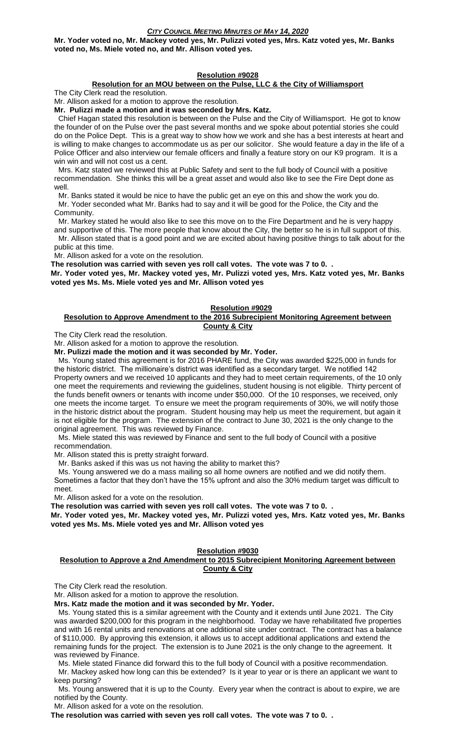**Mr. Yoder voted no, Mr. Mackey voted yes, Mr. Pulizzi voted yes, Mrs. Katz voted yes, Mr. Banks voted no, Ms. Miele voted no, and Mr. Allison voted yes.**

## Resolution #9028

### Resolution for an MOU between on the Pulse, LLC & the City of Williamsport

The City Clerk read the resolution.

Mr. Allison asked for a motion to approve the resolution.

**Mr. Pulizzi made a motion and it was seconded by Mrs. Katz.**

Chief Hagan stated this resolution is between on the Pulse and the City of Williamsport. He got to know the founder of on the Pulse over the past several months and we spoke about potential stories she could do on the Police Dept. This is a great way to show how we work and she has a best interests at heart and is willing to make changes to accommodate us as per our solicitor. She would feature a day in the life of a Police Officer and also interview our female officers and finally a feature story on our K9 program. It is a win win and will not cost us a cent.

Mrs. Katz stated we reviewed this at Public Safety and sent to the full body of Council with a positive recommendation. She thinks this will be a great asset and would also like to see the Fire Dept done as well.

Mr. Banks stated it would be nice to have the public get an eye on this and show the work you do.

Mr. Yoder seconded what Mr. Banks had to say and it will be good for the Police, the City and the Community.

Mr. Markey stated he would also like to see this move on to the Fire Department and he is very happy and supportive of this. The more people that know about the City, the better so he is in full support of this.

Mr. Allison stated that is a good point and we are excited about having positive things to talk about for the public at this time.

Mr. Allison asked for a vote on the resolution.

**The resolution was carried with seven yes roll call votes. The vote was 7 to 0. .**

**Mr. Yoder voted yes, Mr. Mackey voted yes, Mr. Pulizzi voted yes, Mrs. Katz voted yes, Mr. Banks voted yes Ms. Ms. Miele voted yes and Mr. Allison voted yes**

## Resolution #9029

### Resolution to Approve Amendment to the 2016 Subrecipient Monitoring Agreement between County & City

The City Clerk read the resolution.

Mr. Allison asked for a motion to approve the resolution.

**Mr. Pulizzi made the motion and it was seconded by Mr. Yoder.**

Ms. Young stated this agreement is for 2016 PHARE fund, the City was awarded $225,000 in funds for the historic district. The millionaire's district was identified as a secondary target. We notified 142 Property owners and we received 10 applicants and they had to meet certain requirements, of the 10 only one meet the requirements and reviewing the guidelines, student housing is not eligible. Thirty percent of the funds benefit owners or tenants with income under $50,000. Of the 10 responses, we received, only one meets the income target. To ensure we meet the program requirements of 30%, we will notify those in the historic district about the program. Student housing may help us meet the requirement, but again it is not eligible for the program. The extension of the contract to June 30, 2021 is the only change to the original agreement. This was reviewed by Finance.

Ms. Miele stated this was reviewed by Finance and sent to the full body of Council with a positive recommendation.

Mr. Allison stated this is pretty straight forward.

Mr. Banks asked if this was us not having the ability to market this?

Ms. Young answered we do a mass mailing so all home owners are notified and we did notify them. Sometimes a factor that they don't have the 15% upfront and also the 30% medium target was difficult to meet.

Mr. Allison asked for a vote on the resolution.

**The resolution was carried with seven yes roll call votes. The vote was 7 to 0. .**

**Mr. Yoder voted yes, Mr. Mackey voted yes, Mr. Pulizzi voted yes, Mrs. Katz voted yes, Mr. Banks voted yes Ms. Ms. Miele voted yes and Mr. Allison voted yes**

## Resolution #9030

### Resolution to Approve a 2nd Amendment to 2015 Subrecipient Monitoring Agreement between County & City

The City Clerk read the resolution.

Mr. Allison asked for a motion to approve the resolution.

**Mrs. Katz made the motion and it was seconded by Mr. Yoder.**

Ms. Young stated this is a similar agreement with the County and it extends until June 2021. The City was awarded $200,000 for this program in the neighborhood. Today we have rehabilitated five properties and with 16 rental units and renovations at one additional site under contract. The contract has a balance of $110,000. By approving this extension, it allows us to accept additional applications and extend the remaining funds for the project. The extension is to June 2021 is the only change to the agreement. It was reviewed by Finance.

Ms. Miele stated Finance did forward this to the full body of Council with a positive recommendation.

Mr. Mackey asked how long can this be extended? Is it year to year or is there an applicant we want to keep pursing?

Ms. Young answered that it is up to the County. Every year when the contract is about to expire, we are notified by the County.

Mr. Allison asked for a vote on the resolution.

**The resolution was carried with seven yes roll call votes. The vote was 7 to 0. .**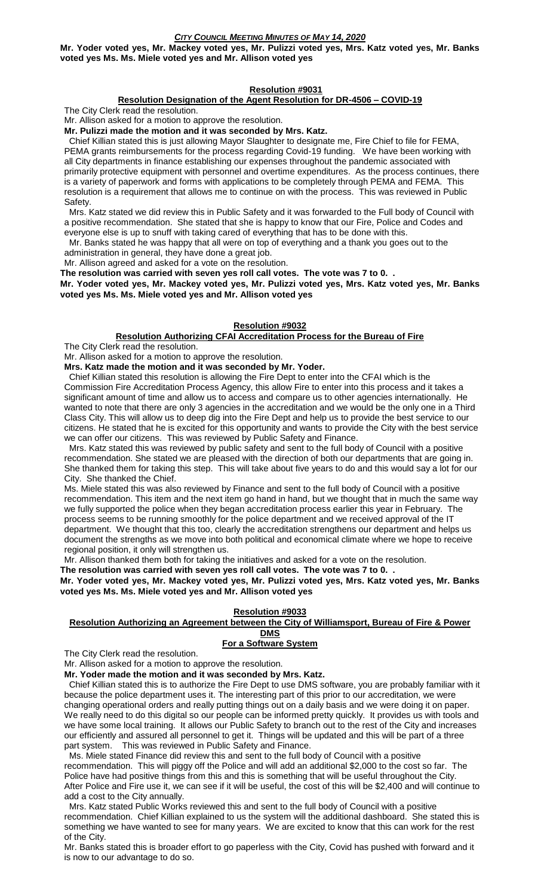**Mr. Yoder voted yes, Mr. Mackey voted yes, Mr. Pulizzi voted yes, Mrs. Katz voted yes, Mr. Banks voted yes Ms. Ms. Miele voted yes and Mr. Allison voted yes**

## Resolution #9031

### Resolution Designation of the Agent Resolution for DR-4506 – COVID-19

The City Clerk read the resolution.

Mr. Allison asked for a motion to approve the resolution.

**Mr. Pulizzi made the motion and it was seconded by Mrs. Katz.**

Chief Killian stated this is just allowing Mayor Slaughter to designate me, Fire Chief to file for FEMA, PEMA grants reimbursements for the process regarding Covid-19 funding. We have been working with all City departments in finance establishing our expenses throughout the pandemic associated with primarily protective equipment with personnel and overtime expenditures. As the process continues, there is a variety of paperwork and forms with applications to be completely through PEMA and FEMA. This resolution is a requirement that allows me to continue on with the process. This was reviewed in Public Safety.

Mrs. Katz stated we did review this in Public Safety and it was forwarded to the Full body of Council with a positive recommendation. She stated that she is happy to know that our Fire, Police and Codes and everyone else is up to snuff with taking cared of everything that has to be done with this.

Mr. Banks stated he was happy that all were on top of everything and a thank you goes out to the administration in general, they have done a great job.

Mr. Allison agreed and asked for a vote on the resolution.

**The resolution was carried with seven yes roll call votes. The vote was 7 to 0. .**

**Mr. Yoder voted yes, Mr. Mackey voted yes, Mr. Pulizzi voted yes, Mrs. Katz voted yes, Mr. Banks voted yes Ms. Ms. Miele voted yes and Mr. Allison voted yes**

## Resolution #9032

### Resolution Authorizing CFAI Accreditation Process for the Bureau of Fire

The City Clerk read the resolution.

Mr. Allison asked for a motion to approve the resolution.

**Mrs. Katz made the motion and it was seconded by Mr. Yoder.**

Chief Killian stated this resolution is allowing the Fire Dept to enter into the CFAI which is the Commission Fire Accreditation Process Agency, this allow Fire to enter into this process and it takes a significant amount of time and allow us to access and compare us to other agencies internationally. He wanted to note that there are only 3 agencies in the accreditation and we would be the only one in a Third Class City. This will allow us to deep dig into the Fire Dept and help us to provide the best service to our citizens. He stated that he is excited for this opportunity and wants to provide the City with the best service we can offer our citizens. This was reviewed by Public Safety and Finance.

Mrs. Katz stated this was reviewed by public safety and sent to the full body of Council with a positive recommendation. She stated we are pleased with the direction of both our departments that are going in. She thanked them for taking this step. This will take about five years to do and this would say a lot for our City. She thanked the Chief.

Ms. Miele stated this was also reviewed by Finance and sent to the full body of Council with a positive recommendation. This item and the next item go hand in hand, but we thought that in much the same way we fully supported the police when they began accreditation process earlier this year in February. The process seems to be running smoothly for the police department and we received approval of the IT department. We thought that this too, clearly the accreditation strengthens our department and helps us document the strengths as we move into both political and economical climate where we hope to receive regional position, it only will strengthen us.

Mr. Allison thanked them both for taking the initiatives and asked for a vote on the resolution.

**The resolution was carried with seven yes roll call votes. The vote was 7 to 0. .**

**Mr. Yoder voted yes, Mr. Mackey voted yes, Mr. Pulizzi voted yes, Mrs. Katz voted yes, Mr. Banks voted yes Ms. Ms. Miele voted yes and Mr. Allison voted yes**

## Resolution #9033

### Resolution Authorizing an Agreement between the City of Williamsport, Bureau of Fire & Power DMS For a Software System

The City Clerk read the resolution.

Mr. Allison asked for a motion to approve the resolution.

**Mr. Yoder made the motion and it was seconded by Mrs. Katz.**

Chief Killian stated this is to authorize the Fire Dept to use DMS software, you are probably familiar with it because the police department uses it. The interesting part of this prior to our accreditation, we were changing operational orders and really putting things out on a daily basis and we were doing it on paper. We really need to do this digital so our people can be informed pretty quickly. It provides us with tools and we have some local training. It allows our Public Safety to branch out to the rest of the City and increases our efficiently and assured all personnel to get it. Things will be updated and this will be part of a three part system. This was reviewed in Public Safety and Finance.

Ms. Miele stated Finance did review this and sent to the full body of Council with a positive recommendation. This will piggy off the Police and will add an additional $2,000 to the cost so far. The Police have had positive things from this and this is something that will be useful throughout the City. After Police and Fire use it, we can see if it will be useful, the cost of this will be $2,400 and will continue to add a cost to the City annually.

Mrs. Katz stated Public Works reviewed this and sent to the full body of Council with a positive recommendation. Chief Killian explained to us the system will the additional dashboard. She stated this is something we have wanted to see for many years. We are excited to know that this can work for the rest of the City.

Mr. Banks stated this is broader effort to go paperless with the City, Covid has pushed with forward and it is now to our advantage to do so.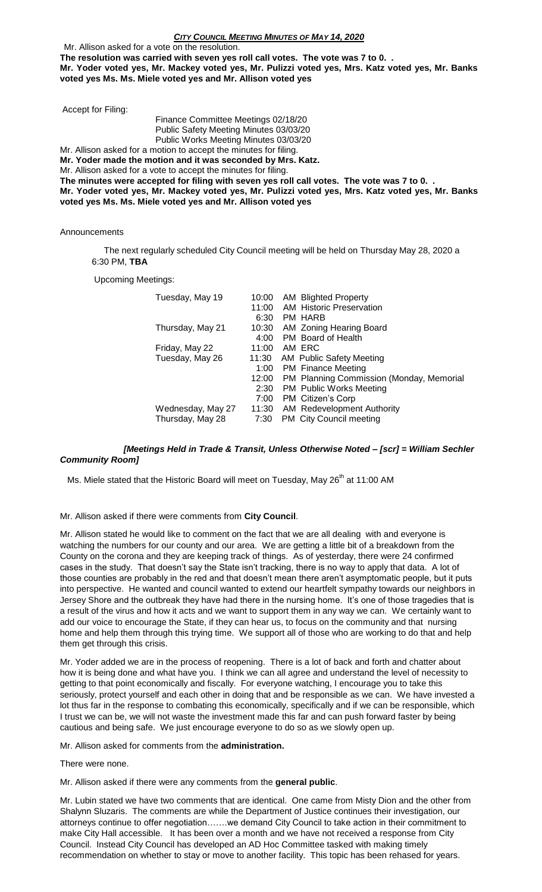Mr. Allison asked for a vote on the resolution.

**The resolution was carried with seven yes roll call votes. The vote was 7 to 0. .**
**Mr. Yoder voted yes, Mr. Mackey voted yes, Mr. Pulizzi voted yes, Mrs. Katz voted yes, Mr. Banks voted yes Ms. Ms. Miele voted yes and Mr. Allison voted yes**

Accept for Filing:

Finance Committee Meetings 02/18/20
Public Safety Meeting Minutes 03/03/20
Public Works Meeting Minutes 03/03/20

Mr. Allison asked for a motion to accept the minutes for filing.

**Mr. Yoder made the motion and it was seconded by Mrs. Katz.**

Mr. Allison asked for a vote to accept the minutes for filing.

**The minutes were accepted for filing with seven yes roll call votes. The vote was 7 to 0. .**
**Mr. Yoder voted yes, Mr. Mackey voted yes, Mr. Pulizzi voted yes, Mrs. Katz voted yes, Mr. Banks voted yes Ms. Ms. Miele voted yes and Mr. Allison voted yes**

Announcements

The next regularly scheduled City Council meeting will be held on Thursday May 28, 2020 a 6:30 PM, **TBA**

Upcoming Meetings:

| | | |
|---|---|---|
| Tuesday, May 19 | 10:00 | AM Blighted Property |
| | 11:00 | AM Historic Preservation |
| | 6:30 | PM HARB |
| Thursday, May 21 | 10:30 | AM Zoning Hearing Board |
| | 4:00 | PM Board of Health |
| Friday, May 22 | 11:00 | AM ERC |
| Tuesday, May 26 | 11:30 | AM Public Safety Meeting |
| | 1:00 | PM Finance Meeting |
| | 12:00 | PM Planning Commission (Monday, Memorial |
| | 2:30 | PM Public Works Meeting |
| | 7:00 | PM Citizen's Corp |
| Wednesday, May 27 | 11:30 | AM Redevelopment Authority |
| Thursday, May 28 | 7:30 | PM City Council meeting |

***[Meetings Held in Trade & Transit, Unless Otherwise Noted – [scr] = William Sechler Community Room]***

Ms. Miele stated that the Historic Board will meet on Tuesday, May 26th at 11:00 AM

Mr. Allison asked if there were comments from **City Council**.

Mr. Allison stated he would like to comment on the fact that we are all dealing with and everyone is watching the numbers for our county and our area. We are getting a little bit of a breakdown from the County on the corona and they are keeping track of things. As of yesterday, there were 24 confirmed cases in the study. That doesn't say the State isn't tracking, there is no way to apply that data. A lot of those counties are probably in the red and that doesn't mean there aren't asymptomatic people, but it puts into perspective. He wanted and council wanted to extend our heartfelt sympathy towards our neighbors in Jersey Shore and the outbreak they have had there in the nursing home. It's one of those tragedies that is a result of the virus and how it acts and we want to support them in any way we can. We certainly want to add our voice to encourage the State, if they can hear us, to focus on the community and that nursing home and help them through this trying time. We support all of those who are working to do that and help them get through this crisis.

Mr. Yoder added we are in the process of reopening. There is a lot of back and forth and chatter about how it is being done and what have you. I think we can all agree and understand the level of necessity to getting to that point economically and fiscally. For everyone watching, I encourage you to take this seriously, protect yourself and each other in doing that and be responsible as we can. We have invested a lot thus far in the response to combating this economically, specifically and if we can be responsible, which I trust we can be, we will not waste the investment made this far and can push forward faster by being cautious and being safe. We just encourage everyone to do so as we slowly open up.

Mr. Allison asked for comments from the **administration.**

There were none.

Mr. Allison asked if there were any comments from the **general public**.

Mr. Lubin stated we have two comments that are identical. One came from Misty Dion and the other from Shalynn Sluzaris. The comments are while the Department of Justice continues their investigation, our attorneys continue to offer negotiation…….we demand City Council to take action in their commitment to make City Hall accessible. It has been over a month and we have not received a response from City Council. Instead City Council has developed an AD Hoc Committee tasked with making timely recommendation on whether to stay or move to another facility. This topic has been rehased for years.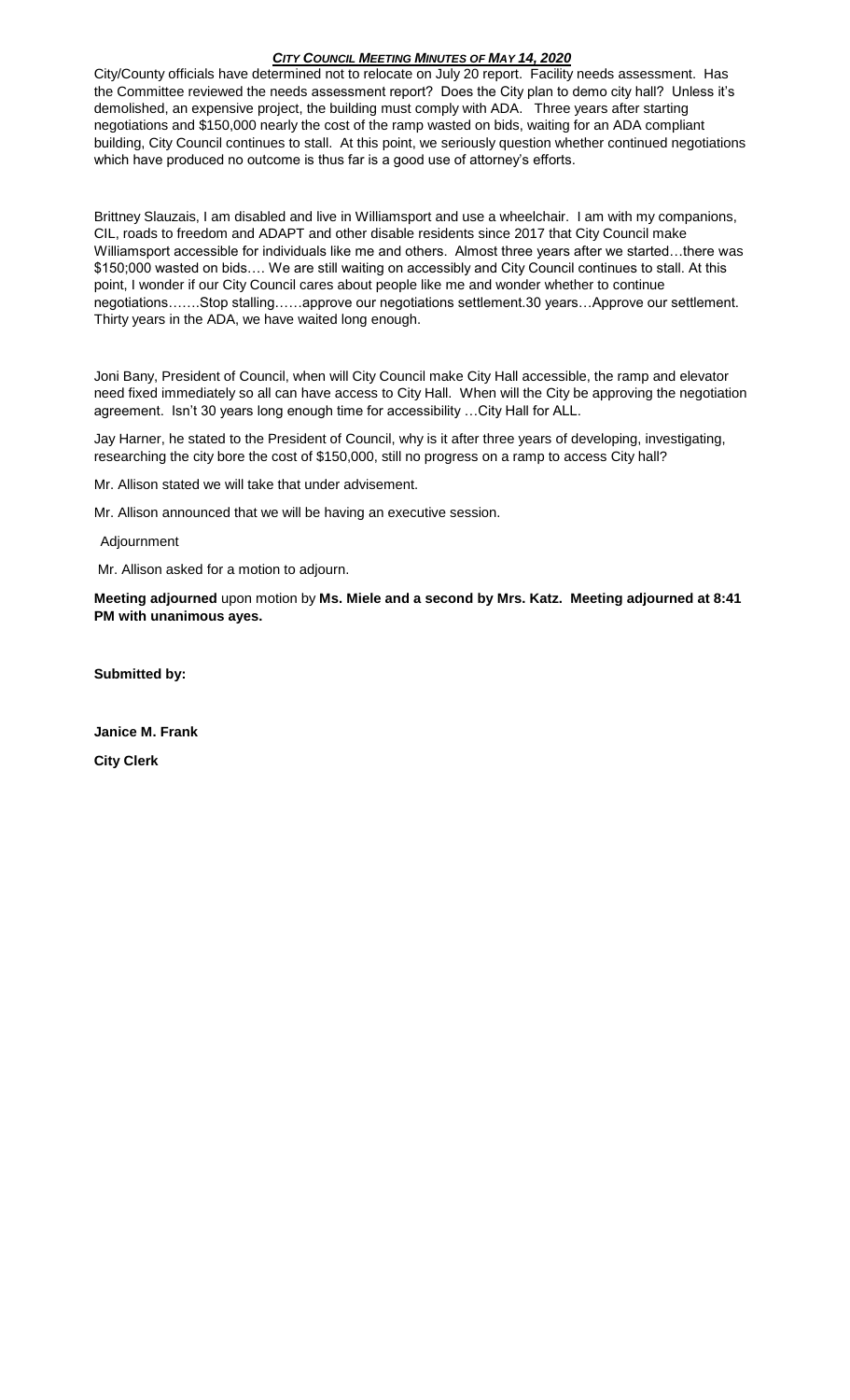City/County officials have determined not to relocate on July 20 report. Facility needs assessment. Has the Committee reviewed the needs assessment report? Does the City plan to demo city hall? Unless it's demolished, an expensive project, the building must comply with ADA. Three years after starting negotiations and $150,000 nearly the cost of the ramp wasted on bids, waiting for an ADA compliant building, City Council continues to stall. At this point, we seriously question whether continued negotiations which have produced no outcome is thus far is a good use of attorney's efforts.

Brittney Slauzais, I am disabled and live in Williamsport and use a wheelchair. I am with my companions, CIL, roads to freedom and ADAPT and other disable residents since 2017 that City Council make Williamsport accessible for individuals like me and others. Almost three years after we started…there was $150;000 wasted on bids…. We are still waiting on accessibly and City Council continues to stall. At this point, I wonder if our City Council cares about people like me and wonder whether to continue negotiations…….Stop stalling……approve our negotiations settlement.30 years…Approve our settlement. Thirty years in the ADA, we have waited long enough.

Joni Bany, President of Council, when will City Council make City Hall accessible, the ramp and elevator need fixed immediately so all can have access to City Hall. When will the City be approving the negotiation agreement. Isn't 30 years long enough time for accessibility …City Hall for ALL.

Jay Harner, he stated to the President of Council, why is it after three years of developing, investigating, researching the city bore the cost of $150,000, still no progress on a ramp to access City hall?

Mr. Allison stated we will take that under advisement.

Mr. Allison announced that we will be having an executive session.

Adjournment

Mr. Allison asked for a motion to adjourn.

**Meeting adjourned** upon motion by **Ms. Miele and a second by Mrs. Katz. Meeting adjourned at 8:41 PM with unanimous ayes.**

**Submitted by:**

**Janice M. Frank**

**City Clerk**